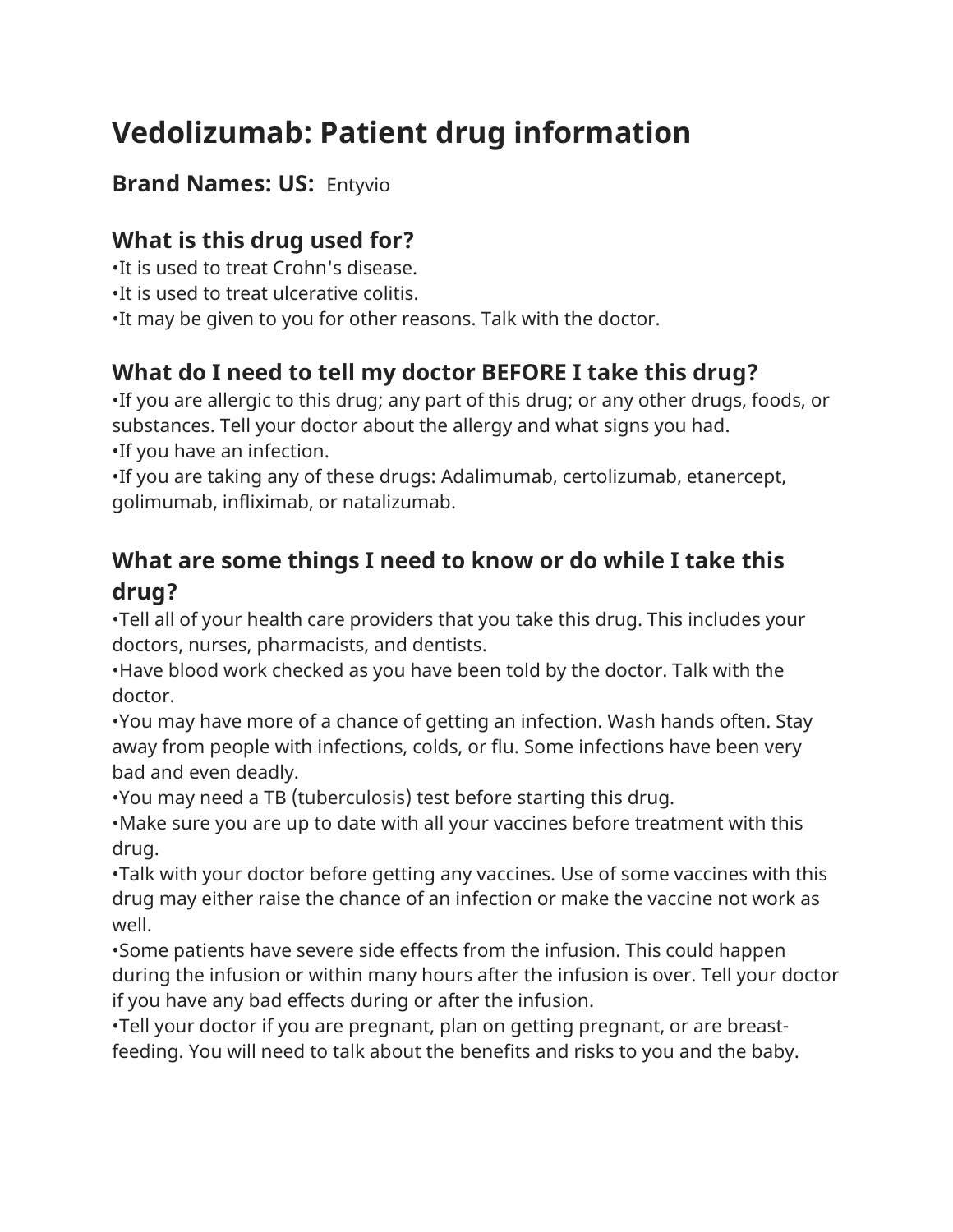# Vedolizumab: Patient drug information

**Brand Names: US:** Entyvio

## What is this drug used for?

- It is used to treat Crohn's disease.
- It is used to treat ulcerative colitis.
- It may be given to you for other reasons. Talk with the doctor.

## What do I need to tell my doctor BEFORE I take this drug?

- If you are allergic to this drug; any part of this drug; or any other drugs, foods, or substances. Tell your doctor about the allergy and what signs you had.
- If you have an infection.
- If you are taking any of these drugs: Adalimumab, certolizumab, etanercept, golimumab, infliximab, or natalizumab.

## What are some things I need to know or do while I take this drug?

- Tell all of your health care providers that you take this drug. This includes your doctors, nurses, pharmacists, and dentists.
- Have blood work checked as you have been told by the doctor. Talk with the doctor.
- You may have more of a chance of getting an infection. Wash hands often. Stay away from people with infections, colds, or flu. Some infections have been very bad and even deadly.
- You may need a TB (tuberculosis) test before starting this drug.
- Make sure you are up to date with all your vaccines before treatment with this drug.
- Talk with your doctor before getting any vaccines. Use of some vaccines with this drug may either raise the chance of an infection or make the vaccine not work as well.
- Some patients have severe side effects from the infusion. This could happen during the infusion or within many hours after the infusion is over. Tell your doctor if you have any bad effects during or after the infusion.
- Tell your doctor if you are pregnant, plan on getting pregnant, or are breast-feeding. You will need to talk about the benefits and risks to you and the baby.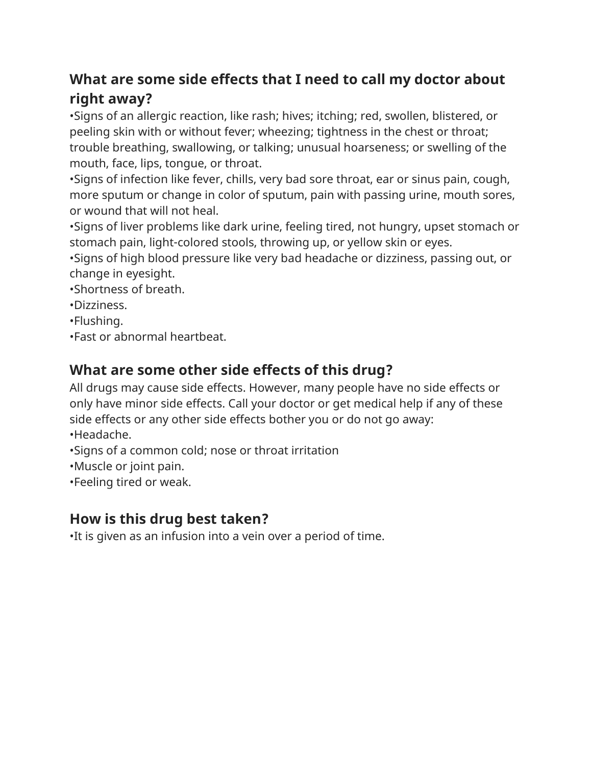## What are some side effects that I need to call my doctor about right away?

•Signs of an allergic reaction, like rash; hives; itching; red, swollen, blistered, or peeling skin with or without fever; wheezing; tightness in the chest or throat; trouble breathing, swallowing, or talking; unusual hoarseness; or swelling of the mouth, face, lips, tongue, or throat.
•Signs of infection like fever, chills, very bad sore throat, ear or sinus pain, cough, more sputum or change in color of sputum, pain with passing urine, mouth sores, or wound that will not heal.
•Signs of liver problems like dark urine, feeling tired, not hungry, upset stomach or stomach pain, light-colored stools, throwing up, or yellow skin or eyes.
•Signs of high blood pressure like very bad headache or dizziness, passing out, or change in eyesight.
•Shortness of breath.
•Dizziness.
•Flushing.
•Fast or abnormal heartbeat.

## What are some other side effects of this drug?

All drugs may cause side effects. However, many people have no side effects or only have minor side effects. Call your doctor or get medical help if any of these side effects or any other side effects bother you or do not go away:
•Headache.
•Signs of a common cold; nose or throat irritation
•Muscle or joint pain.
•Feeling tired or weak.

## How is this drug best taken?

•It is given as an infusion into a vein over a period of time.